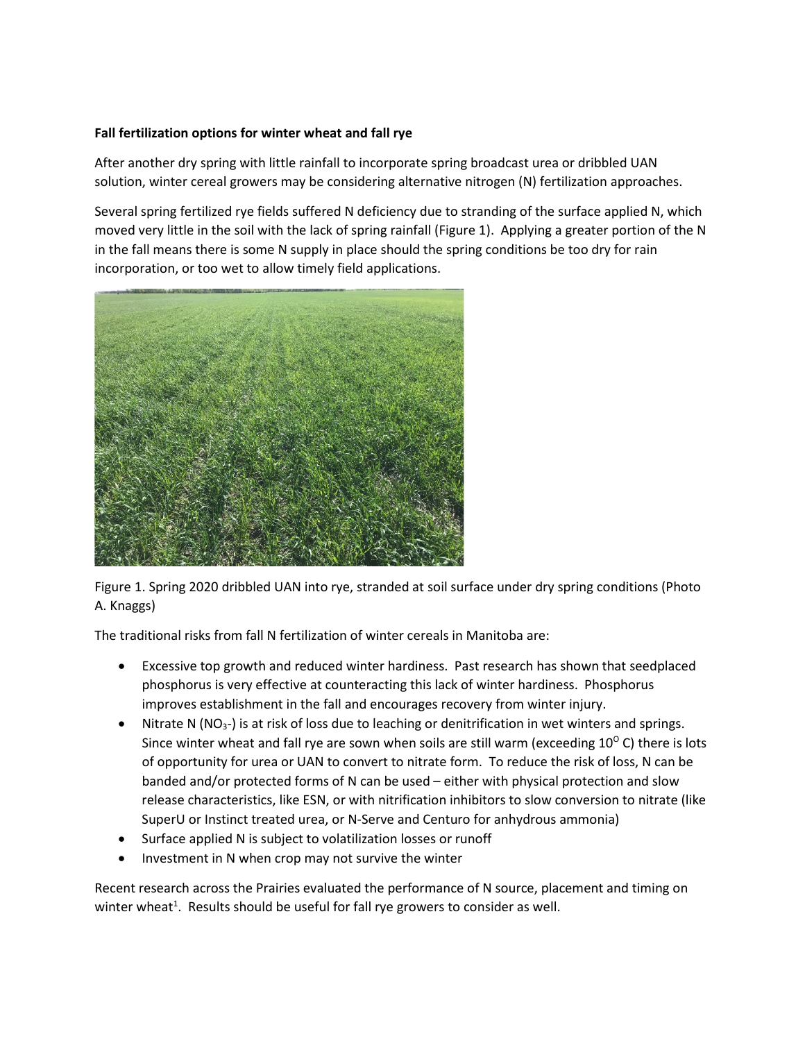**Fall fertilization options for winter wheat and fall rye**

After another dry spring with little rainfall to incorporate spring broadcast urea or dribbled UAN solution, winter cereal growers may be considering alternative nitrogen (N) fertilization approaches.

Several spring fertilized rye fields suffered N deficiency due to stranding of the surface applied N, which moved very little in the soil with the lack of spring rainfall (Figure 1). Applying a greater portion of the N in the fall means there is some N supply in place should the spring conditions be too dry for rain incorporation, or too wet to allow timely field applications.

Figure 1. Spring 2020 dribbled UAN into rye, stranded at soil surface under dry spring conditions (Photo A. Knaggs)

The traditional risks from fall N fertilization of winter cereals in Manitoba are:

- Excessive top growth and reduced winter hardiness. Past research has shown that seedplaced phosphorus is very effective at counteracting this lack of winter hardiness. Phosphorus improves establishment in the fall and encourages recovery from winter injury.
- Nitrate N ($NO_3^-$) is at risk of loss due to leaching or denitrification in wet winters and springs. Since winter wheat and fall rye are sown when soils are still warm (exceeding $10^{O}$ C) there is lots of opportunity for urea or UAN to convert to nitrate form. To reduce the risk of loss, N can be banded and/or protected forms of N can be used – either with physical protection and slow release characteristics, like ESN, or with nitrification inhibitors to slow conversion to nitrate (like SuperU or Instinct treated urea, or N-Serve and Centuro for anhydrous ammonia)
- Surface applied N is subject to volatilization losses or runoff
- Investment in N when crop may not survive the winter

Recent research across the Prairies evaluated the performance of N source, placement and timing on winter wheat[1]. Results should be useful for fall rye growers to consider as well.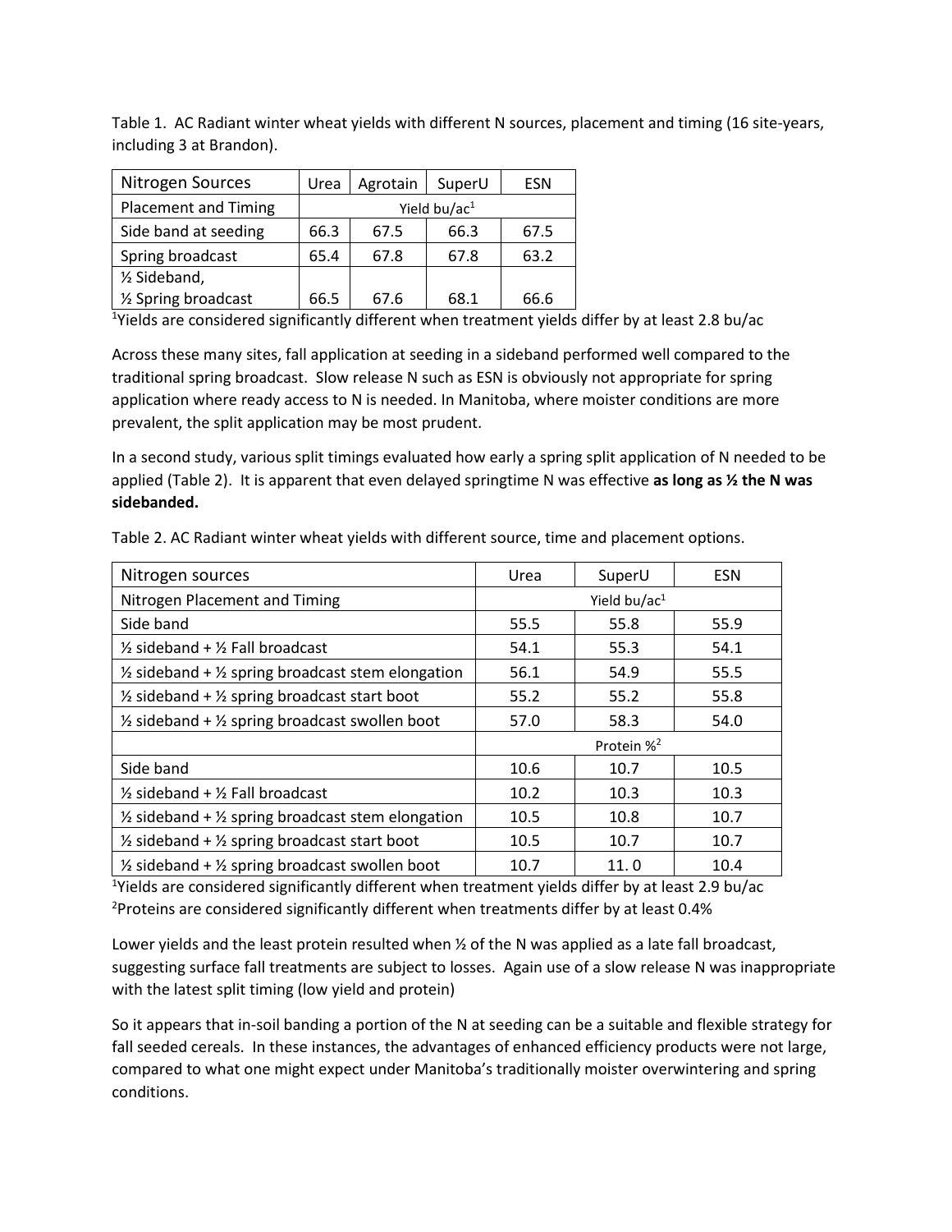Table 1. AC Radiant winter wheat yields with different N sources, placement and timing (16 site-years, including 3 at Brandon).

| Nitrogen Sources | Urea | Agrotain | SuperU | ESN |
|---|---|---|---|---|
| Placement and Timing | Yield bu/ac[1] | | | |
| Side band at seeding | 66.3 | 67.5 | 66.3 | 67.5 |
| Spring broadcast | 65.4 | 67.8 | 67.8 | 63.2 |
| ½ Sideband, ½ Spring broadcast | 66.5 | 67.6 | 68.1 | 66.6 |

[1]Yields are considered significantly different when treatment yields differ by at least 2.8 bu/ac

Across these many sites, fall application at seeding in a sideband performed well compared to the traditional spring broadcast. Slow release N such as ESN is obviously not appropriate for spring application where ready access to N is needed. In Manitoba, where moister conditions are more prevalent, the split application may be most prudent.

In a second study, various split timings evaluated how early a spring split application of N needed to be applied (Table 2). It is apparent that even delayed springtime N was effective **as long as ½ the N was sidebanded.**

Table 2. AC Radiant winter wheat yields with different source, time and placement options.

| Nitrogen sources | Urea | SuperU | ESN |
|---|---|---|---|
| Nitrogen Placement and Timing | Yield bu/ac[1] | | |
| Side band | 55.5 | 55.8 | 55.9 |
| ½ sideband + ½ Fall broadcast | 54.1 | 55.3 | 54.1 |
| ½ sideband + ½ spring broadcast stem elongation | 56.1 | 54.9 | 55.5 |
| ½ sideband + ½ spring broadcast start boot | 55.2 | 55.2 | 55.8 |
| ½ sideband + ½ spring broadcast swollen boot | 57.0 | 58.3 | 54.0 |
| | Protein %[2] | | |
| Side band | 10.6 | 10.7 | 10.5 |
| ½ sideband + ½ Fall broadcast | 10.2 | 10.3 | 10.3 |
| ½ sideband + ½ spring broadcast stem elongation | 10.5 | 10.8 | 10.7 |
| ½ sideband + ½ spring broadcast start boot | 10.5 | 10.7 | 10.7 |
| ½ sideband + ½ spring broadcast swollen boot | 10.7 | 11. 0 | 10.4 |

[1]Yields are considered significantly different when treatment yields differ by at least 2.9 bu/ac
[2]Proteins are considered significantly different when treatments differ by at least 0.4%

Lower yields and the least protein resulted when ½ of the N was applied as a late fall broadcast, suggesting surface fall treatments are subject to losses. Again use of a slow release N was inappropriate with the latest split timing (low yield and protein)

So it appears that in-soil banding a portion of the N at seeding can be a suitable and flexible strategy for fall seeded cereals. In these instances, the advantages of enhanced efficiency products were not large, compared to what one might expect under Manitoba's traditionally moister overwintering and spring conditions.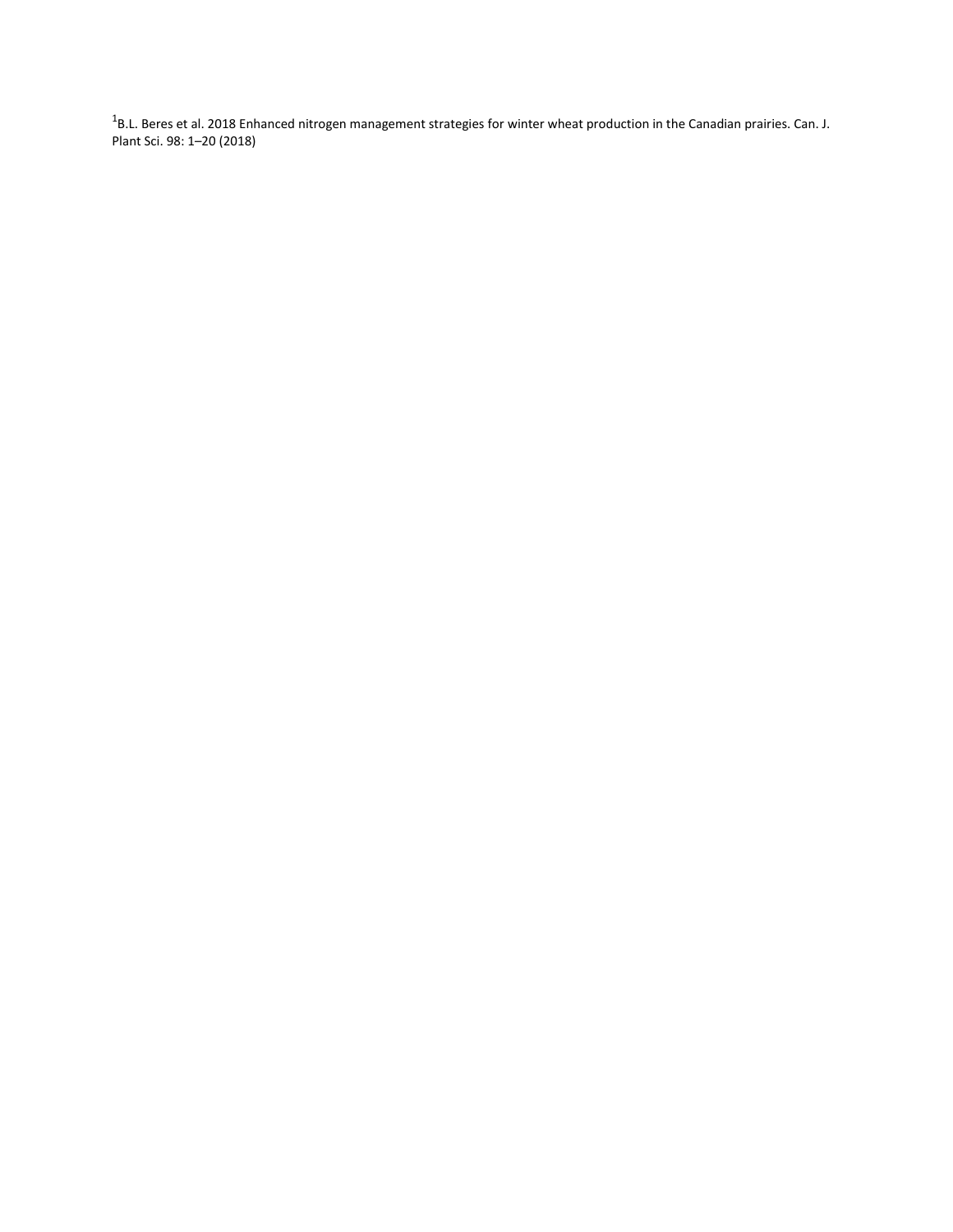[1]B.L. Beres et al. 2018 Enhanced nitrogen management strategies for winter wheat production in the Canadian prairies. Can. J. Plant Sci. 98: 1–20 (2018)